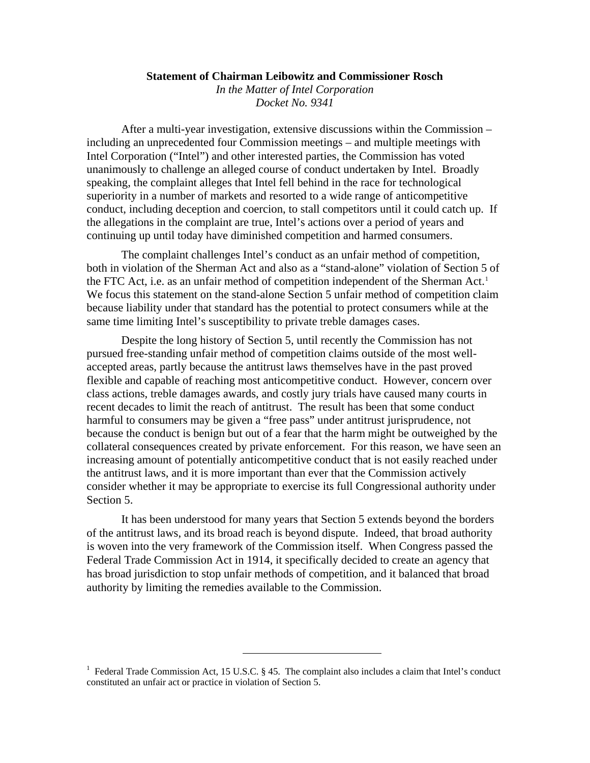**Statement of Chairman Leibowitz and Commissioner Rosch**

*In the Matter of Intel Corporation*

*Docket No. 9341*

After a multi-year investigation, extensive discussions within the Commission – including an unprecedented four Commission meetings – and multiple meetings with Intel Corporation ("Intel") and other interested parties, the Commission has voted unanimously to challenge an alleged course of conduct undertaken by Intel. Broadly speaking, the complaint alleges that Intel fell behind in the race for technological superiority in a number of markets and resorted to a wide range of anticompetitive conduct, including deception and coercion, to stall competitors until it could catch up. If the allegations in the complaint are true, Intel's actions over a period of years and continuing up until today have diminished competition and harmed consumers.

The complaint challenges Intel's conduct as an unfair method of competition, both in violation of the Sherman Act and also as a "stand-alone" violation of Section 5 of the FTC Act, i.e. as an unfair method of competition independent of the Sherman Act.[1] We focus this statement on the stand-alone Section 5 unfair method of competition claim because liability under that standard has the potential to protect consumers while at the same time limiting Intel's susceptibility to private treble damages cases.

Despite the long history of Section 5, until recently the Commission has not pursued free-standing unfair method of competition claims outside of the most well-accepted areas, partly because the antitrust laws themselves have in the past proved flexible and capable of reaching most anticompetitive conduct. However, concern over class actions, treble damages awards, and costly jury trials have caused many courts in recent decades to limit the reach of antitrust. The result has been that some conduct harmful to consumers may be given a "free pass" under antitrust jurisprudence, not because the conduct is benign but out of a fear that the harm might be outweighed by the collateral consequences created by private enforcement. For this reason, we have seen an increasing amount of potentially anticompetitive conduct that is not easily reached under the antitrust laws, and it is more important than ever that the Commission actively consider whether it may be appropriate to exercise its full Congressional authority under Section 5.

It has been understood for many years that Section 5 extends beyond the borders of the antitrust laws, and its broad reach is beyond dispute. Indeed, that broad authority is woven into the very framework of the Commission itself. When Congress passed the Federal Trade Commission Act in 1914, it specifically decided to create an agency that has broad jurisdiction to stop unfair methods of competition, and it balanced that broad authority by limiting the remedies available to the Commission.

---

[1] Federal Trade Commission Act, 15 U.S.C. § 45. The complaint also includes a claim that Intel's conduct constituted an unfair act or practice in violation of Section 5.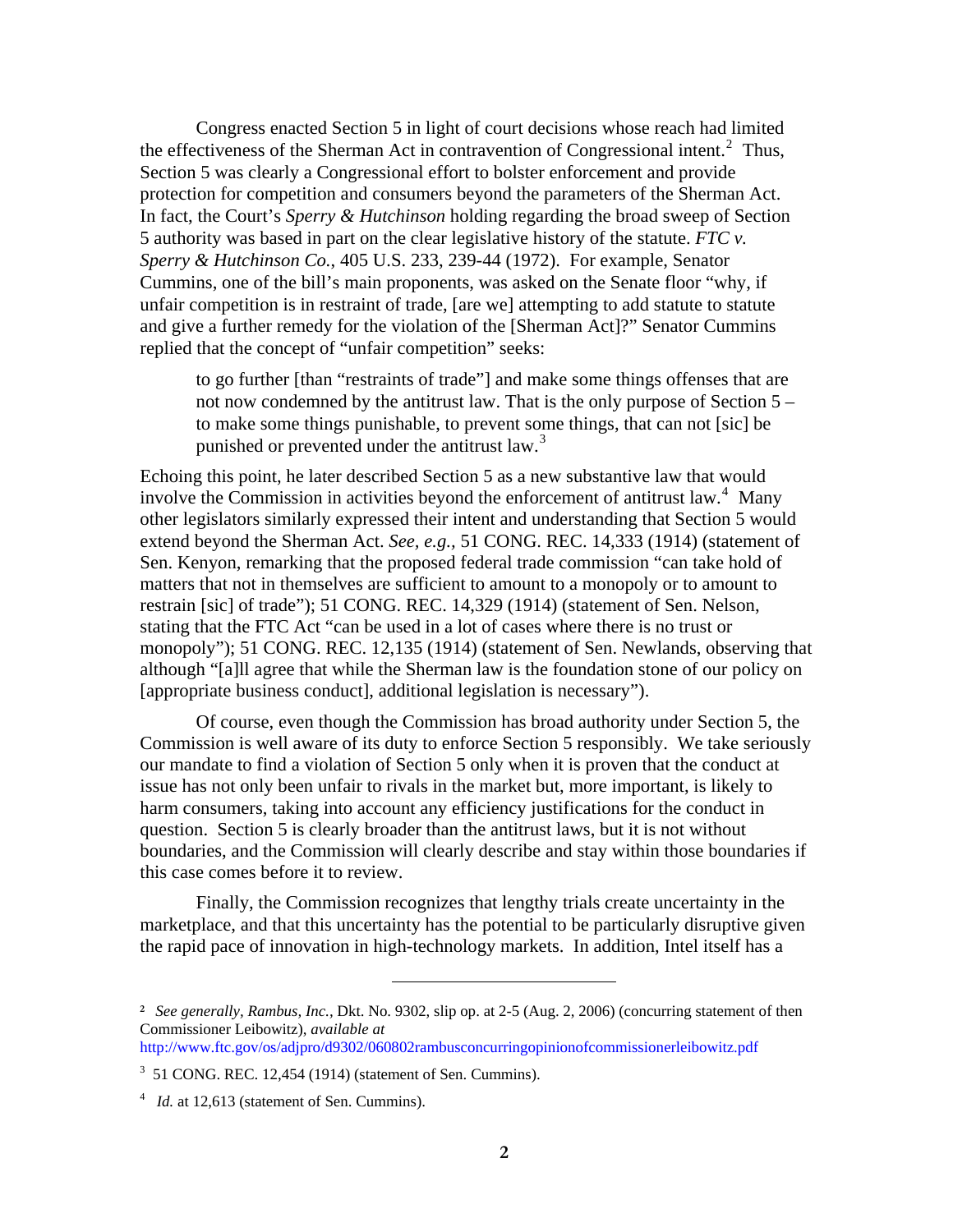Congress enacted Section 5 in light of court decisions whose reach had limited the effectiveness of the Sherman Act in contravention of Congressional intent.[2] Thus, Section 5 was clearly a Congressional effort to bolster enforcement and provide protection for competition and consumers beyond the parameters of the Sherman Act. In fact, the Court's *Sperry & Hutchinson* holding regarding the broad sweep of Section 5 authority was based in part on the clear legislative history of the statute. *FTC v. Sperry & Hutchinson Co.*, 405 U.S. 233, 239-44 (1972). For example, Senator Cummins, one of the bill's main proponents, was asked on the Senate floor "why, if unfair competition is in restraint of trade, [are we] attempting to add statute to statute and give a further remedy for the violation of the [Sherman Act]?" Senator Cummins replied that the concept of "unfair competition" seeks:

> to go further [than "restraints of trade"] and make some things offenses that are not now condemned by the antitrust law. That is the only purpose of Section 5 – to make some things punishable, to prevent some things, that can not [sic] be punished or prevented under the antitrust law.[3]

Echoing this point, he later described Section 5 as a new substantive law that would involve the Commission in activities beyond the enforcement of antitrust law.[4] Many other legislators similarly expressed their intent and understanding that Section 5 would extend beyond the Sherman Act. *See, e.g.*, 51 CONG. REC. 14,333 (1914) (statement of Sen. Kenyon, remarking that the proposed federal trade commission "can take hold of matters that not in themselves are sufficient to amount to a monopoly or to amount to restrain [sic] of trade"); 51 CONG. REC. 14,329 (1914) (statement of Sen. Nelson, stating that the FTC Act "can be used in a lot of cases where there is no trust or monopoly"); 51 CONG. REC. 12,135 (1914) (statement of Sen. Newlands, observing that although "[a]ll agree that while the Sherman law is the foundation stone of our policy on [appropriate business conduct], additional legislation is necessary").

Of course, even though the Commission has broad authority under Section 5, the Commission is well aware of its duty to enforce Section 5 responsibly. We take seriously our mandate to find a violation of Section 5 only when it is proven that the conduct at issue has not only been unfair to rivals in the market but, more important, is likely to harm consumers, taking into account any efficiency justifications for the conduct in question. Section 5 is clearly broader than the antitrust laws, but it is not without boundaries, and the Commission will clearly describe and stay within those boundaries if this case comes before it to review.

Finally, the Commission recognizes that lengthy trials create uncertainty in the marketplace, and that this uncertainty has the potential to be particularly disruptive given the rapid pace of innovation in high-technology markets. In addition, Intel itself has a

---

[2] *See generally*, *Rambus, Inc.*, Dkt. No. 9302, slip op. at 2-5 (Aug. 2, 2006) (concurring statement of then Commissioner Leibowitz), *available at* http://www.ftc.gov/os/adjpro/d9302/060802rambusconcurringopinionofcommissionerleibowitz.pdf

[3] 51 CONG. REC. 12,454 (1914) (statement of Sen. Cummins).

[4] *Id.* at 12,613 (statement of Sen. Cummins).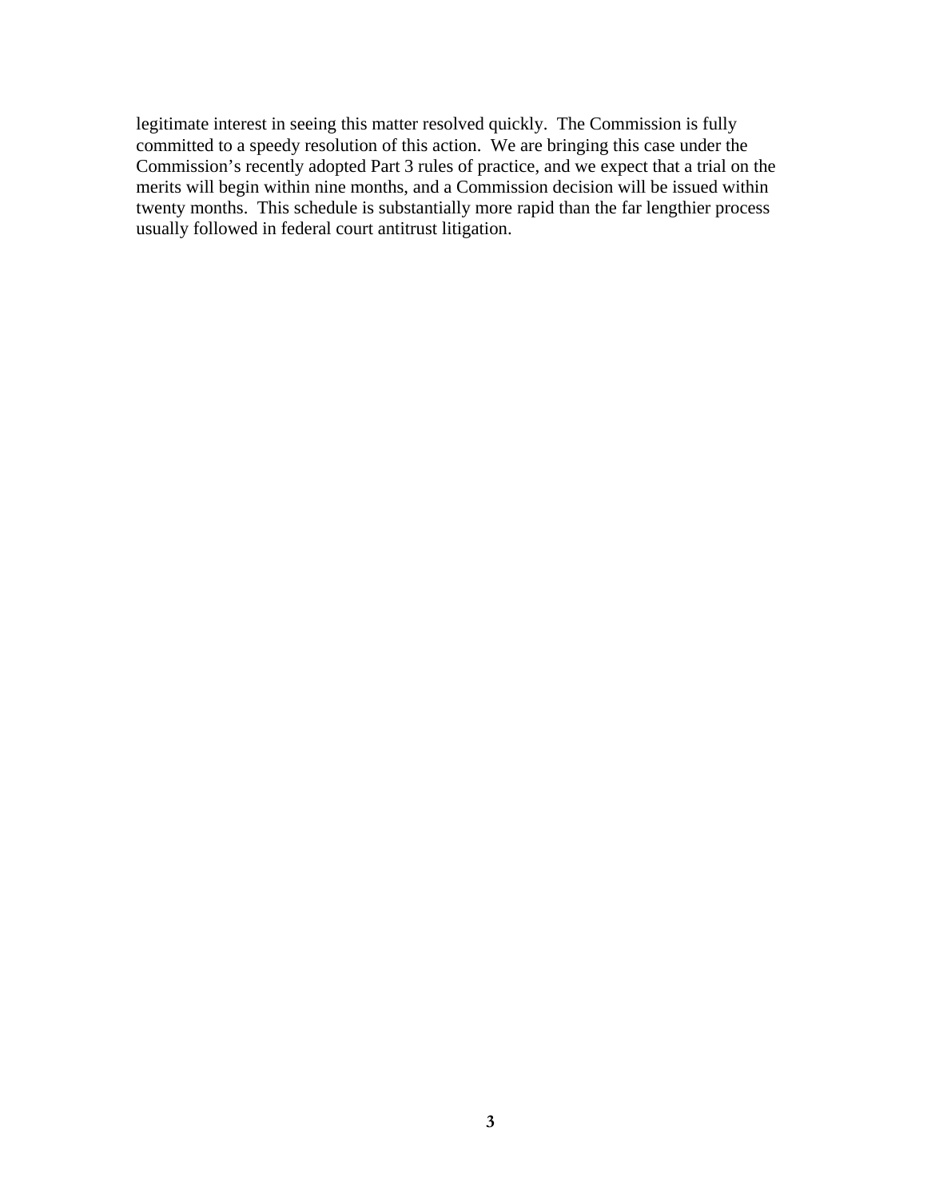legitimate interest in seeing this matter resolved quickly. The Commission is fully committed to a speedy resolution of this action. We are bringing this case under the Commission's recently adopted Part 3 rules of practice, and we expect that a trial on the merits will begin within nine months, and a Commission decision will be issued within twenty months. This schedule is substantially more rapid than the far lengthier process usually followed in federal court antitrust litigation.